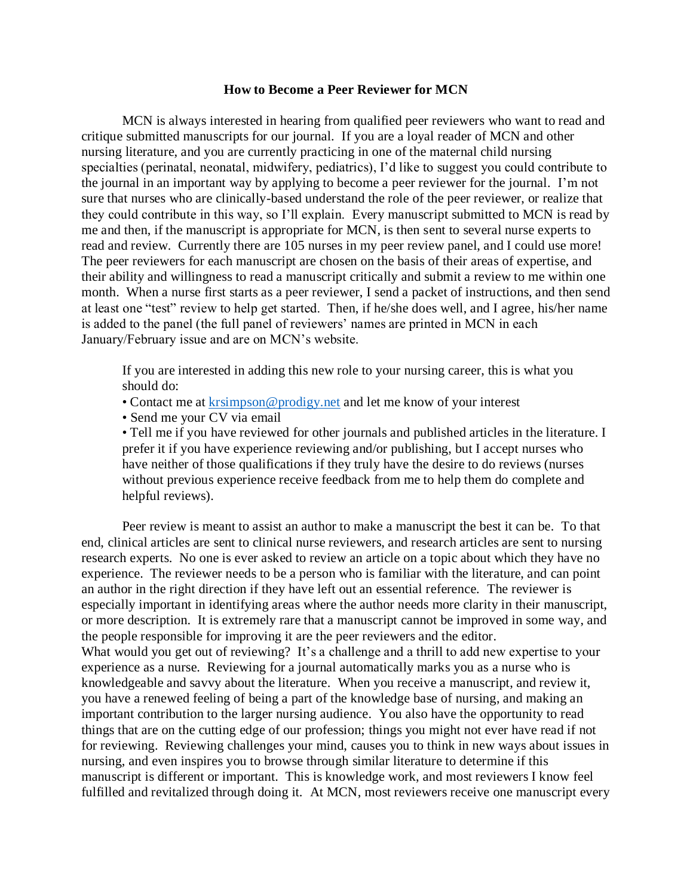# How to Become a Peer Reviewer for MCN

MCN is always interested in hearing from qualified peer reviewers who want to read and critique submitted manuscripts for our journal. If you are a loyal reader of MCN and other nursing literature, and you are currently practicing in one of the maternal child nursing specialties (perinatal, neonatal, midwifery, pediatrics), I'd like to suggest you could contribute to the journal in an important way by applying to become a peer reviewer for the journal. I'm not sure that nurses who are clinically-based understand the role of the peer reviewer, or realize that they could contribute in this way, so I'll explain. Every manuscript submitted to MCN is read by me and then, if the manuscript is appropriate for MCN, is then sent to several nurse experts to read and review. Currently there are 105 nurses in my peer review panel, and I could use more! The peer reviewers for each manuscript are chosen on the basis of their areas of expertise, and their ability and willingness to read a manuscript critically and submit a review to me within one month. When a nurse first starts as a peer reviewer, I send a packet of instructions, and then send at least one "test" review to help get started. Then, if he/she does well, and I agree, his/her name is added to the panel (the full panel of reviewers' names are printed in MCN in each January/February issue and are on MCN's website.

If you are interested in adding this new role to your nursing career, this is what you should do:

- Contact me at krsimpson@prodigy.net and let me know of your interest
- Send me your CV via email
- Tell me if you have reviewed for other journals and published articles in the literature. I prefer it if you have experience reviewing and/or publishing, but I accept nurses who have neither of those qualifications if they truly have the desire to do reviews (nurses without previous experience receive feedback from me to help them do complete and helpful reviews).

Peer review is meant to assist an author to make a manuscript the best it can be. To that end, clinical articles are sent to clinical nurse reviewers, and research articles are sent to nursing research experts. No one is ever asked to review an article on a topic about which they have no experience. The reviewer needs to be a person who is familiar with the literature, and can point an author in the right direction if they have left out an essential reference. The reviewer is especially important in identifying areas where the author needs more clarity in their manuscript, or more description. It is extremely rare that a manuscript cannot be improved in some way, and the people responsible for improving it are the peer reviewers and the editor.

What would you get out of reviewing? It's a challenge and a thrill to add new expertise to your experience as a nurse. Reviewing for a journal automatically marks you as a nurse who is knowledgeable and savvy about the literature. When you receive a manuscript, and review it, you have a renewed feeling of being a part of the knowledge base of nursing, and making an important contribution to the larger nursing audience. You also have the opportunity to read things that are on the cutting edge of our profession; things you might not ever have read if not for reviewing. Reviewing challenges your mind, causes you to think in new ways about issues in nursing, and even inspires you to browse through similar literature to determine if this manuscript is different or important. This is knowledge work, and most reviewers I know feel fulfilled and revitalized through doing it. At MCN, most reviewers receive one manuscript every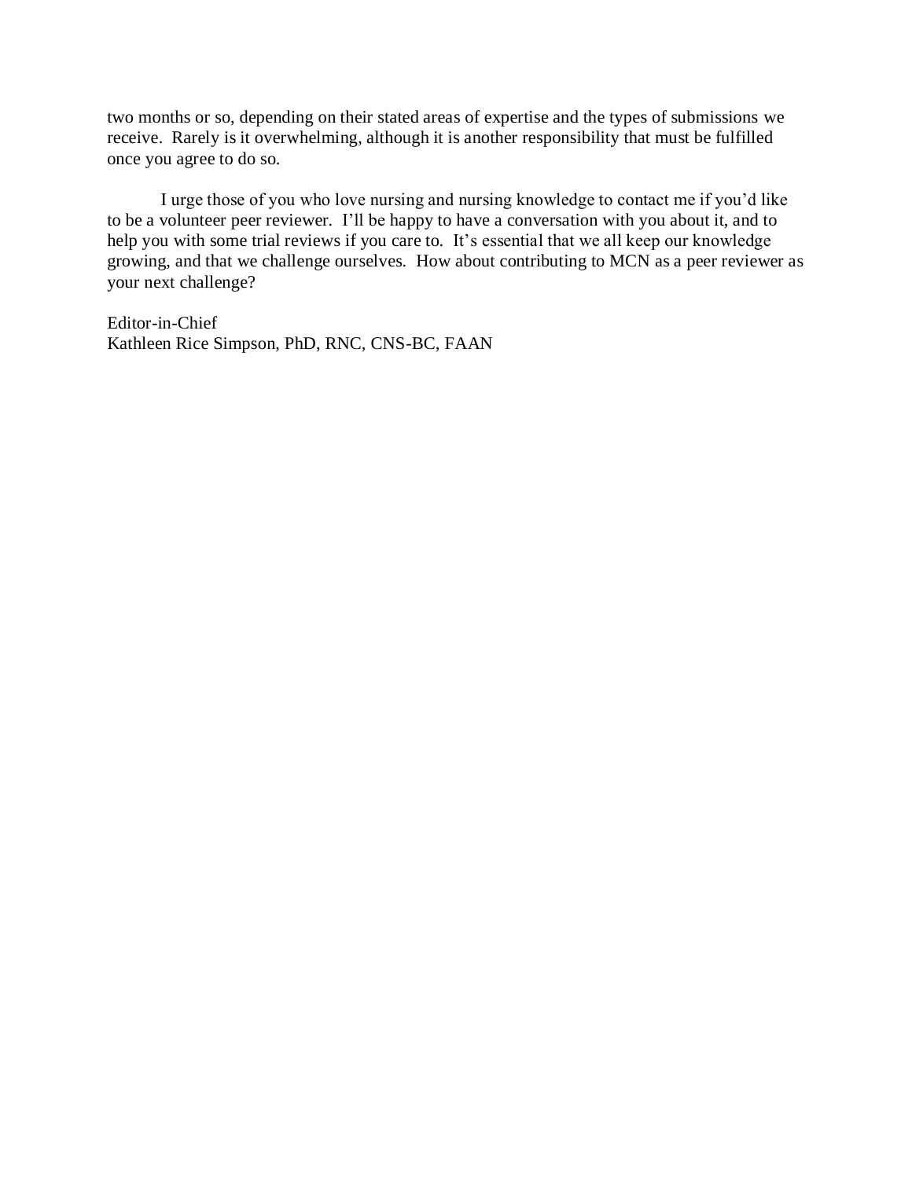two months or so, depending on their stated areas of expertise and the types of submissions we receive. Rarely is it overwhelming, although it is another responsibility that must be fulfilled once you agree to do so.

I urge those of you who love nursing and nursing knowledge to contact me if you'd like to be a volunteer peer reviewer. I'll be happy to have a conversation with you about it, and to help you with some trial reviews if you care to. It's essential that we all keep our knowledge growing, and that we challenge ourselves. How about contributing to MCN as a peer reviewer as your next challenge?

Editor-in-Chief
Kathleen Rice Simpson, PhD, RNC, CNS-BC, FAAN